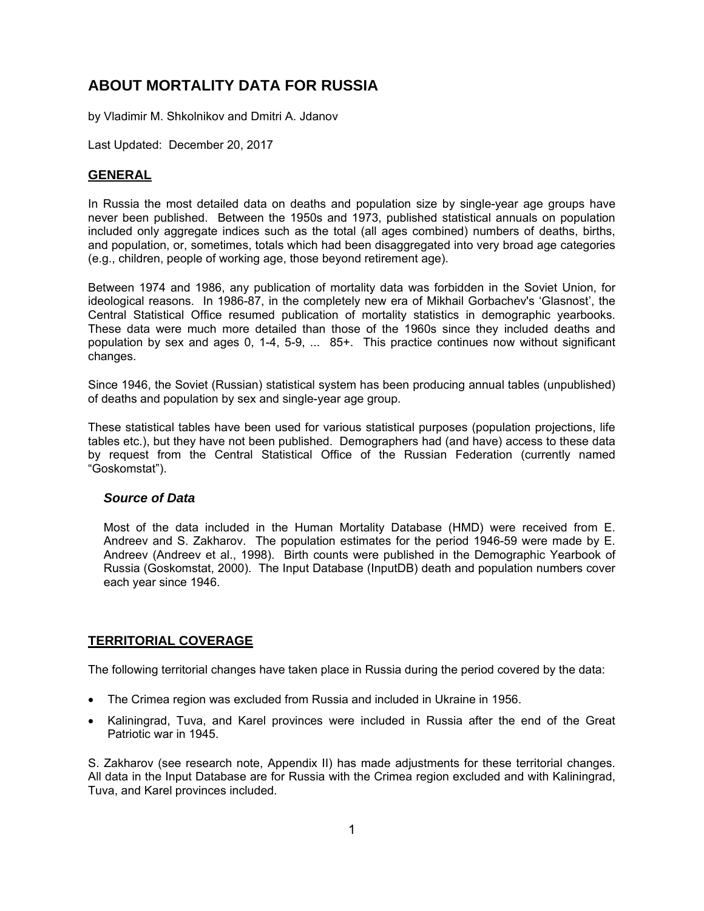# ABOUT MORTALITY DATA FOR RUSSIA

by Vladimir M. Shkolnikov and Dmitri A. Jdanov

Last Updated: December 20, 2017

## GENERAL

In Russia the most detailed data on deaths and population size by single-year age groups have never been published. Between the 1950s and 1973, published statistical annuals on population included only aggregate indices such as the total (all ages combined) numbers of deaths, births, and population, or, sometimes, totals which had been disaggregated into very broad age categories (e.g., children, people of working age, those beyond retirement age).

Between 1974 and 1986, any publication of mortality data was forbidden in the Soviet Union, for ideological reasons. In 1986-87, in the completely new era of Mikhail Gorbachev's 'Glasnost', the Central Statistical Office resumed publication of mortality statistics in demographic yearbooks. These data were much more detailed than those of the 1960s since they included deaths and population by sex and ages 0, 1-4, 5-9, ... 85+. This practice continues now without significant changes.

Since 1946, the Soviet (Russian) statistical system has been producing annual tables (unpublished) of deaths and population by sex and single-year age group.

These statistical tables have been used for various statistical purposes (population projections, life tables etc.), but they have not been published. Demographers had (and have) access to these data by request from the Central Statistical Office of the Russian Federation (currently named "Goskomstat").

### *Source of Data*

Most of the data included in the Human Mortality Database (HMD) were received from E. Andreev and S. Zakharov. The population estimates for the period 1946-59 were made by E. Andreev (Andreev et al., 1998). Birth counts were published in the Demographic Yearbook of Russia (Goskomstat, 2000). The Input Database (InputDB) death and population numbers cover each year since 1946.

## TERRITORIAL COVERAGE

The following territorial changes have taken place in Russia during the period covered by the data:

- The Crimea region was excluded from Russia and included in Ukraine in 1956.
- Kaliningrad, Tuva, and Karel provinces were included in Russia after the end of the Great Patriotic war in 1945.

S. Zakharov (see research note, Appendix II) has made adjustments for these territorial changes. All data in the Input Database are for Russia with the Crimea region excluded and with Kaliningrad, Tuva, and Karel provinces included.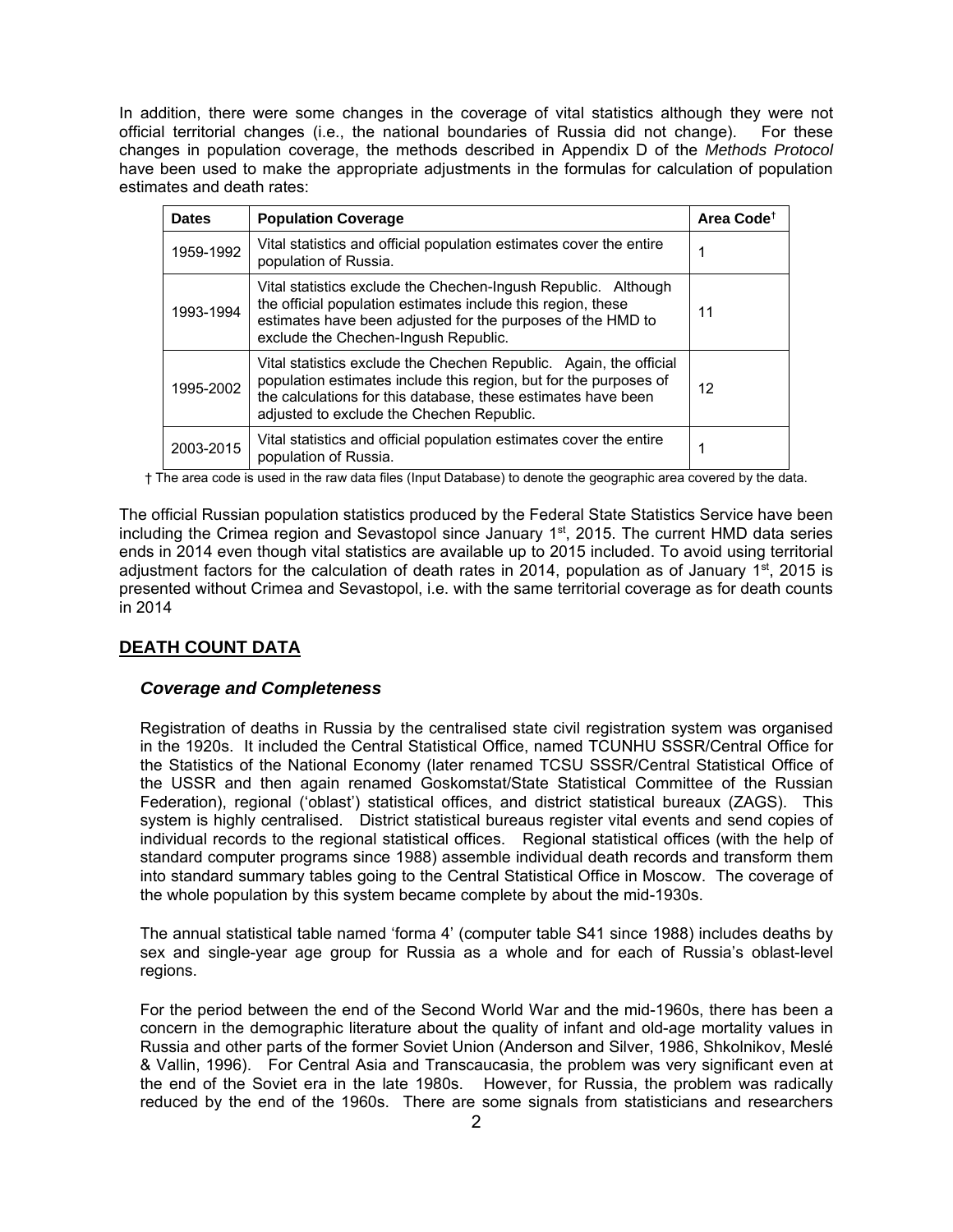In addition, there were some changes in the coverage of vital statistics although they were not official territorial changes (i.e., the national boundaries of Russia did not change). For these changes in population coverage, the methods described in Appendix D of the *Methods Protocol* have been used to make the appropriate adjustments in the formulas for calculation of population estimates and death rates:

| Dates | Population Coverage | Area Code† |
|---|---|---|
| 1959-1992 | Vital statistics and official population estimates cover the entire population of Russia. | 1 |
| 1993-1994 | Vital statistics exclude the Chechen-Ingush Republic. Although the official population estimates include this region, these estimates have been adjusted for the purposes of the HMD to exclude the Chechen-Ingush Republic. | 11 |
| 1995-2002 | Vital statistics exclude the Chechen Republic. Again, the official population estimates include this region, but for the purposes of the calculations for this database, these estimates have been adjusted to exclude the Chechen Republic. | 12 |
| 2003-2015 | Vital statistics and official population estimates cover the entire population of Russia. | 1 |

† The area code is used in the raw data files (Input Database) to denote the geographic area covered by the data.

The official Russian population statistics produced by the Federal State Statistics Service have been including the Crimea region and Sevastopol since January 1st, 2015. The current HMD data series ends in 2014 even though vital statistics are available up to 2015 included. To avoid using territorial adjustment factors for the calculation of death rates in 2014, population as of January 1st, 2015 is presented without Crimea and Sevastopol, i.e. with the same territorial coverage as for death counts in 2014

## DEATH COUNT DATA

### *Coverage and Completeness*

Registration of deaths in Russia by the centralised state civil registration system was organised in the 1920s. It included the Central Statistical Office, named TCUNHU SSSR/Central Office for the Statistics of the National Economy (later renamed TCSU SSSR/Central Statistical Office of the USSR and then again renamed Goskomstat/State Statistical Committee of the Russian Federation), regional ('oblast') statistical offices, and district statistical bureaux (ZAGS). This system is highly centralised. District statistical bureaus register vital events and send copies of individual records to the regional statistical offices. Regional statistical offices (with the help of standard computer programs since 1988) assemble individual death records and transform them into standard summary tables going to the Central Statistical Office in Moscow. The coverage of the whole population by this system became complete by about the mid-1930s.

The annual statistical table named 'forma 4' (computer table S41 since 1988) includes deaths by sex and single-year age group for Russia as a whole and for each of Russia's oblast-level regions.

For the period between the end of the Second World War and the mid-1960s, there has been a concern in the demographic literature about the quality of infant and old-age mortality values in Russia and other parts of the former Soviet Union (Anderson and Silver, 1986, Shkolnikov, Meslé & Vallin, 1996). For Central Asia and Transcaucasia, the problem was very significant even at the end of the Soviet era in the late 1980s. However, for Russia, the problem was radically reduced by the end of the 1960s. There are some signals from statisticians and researchers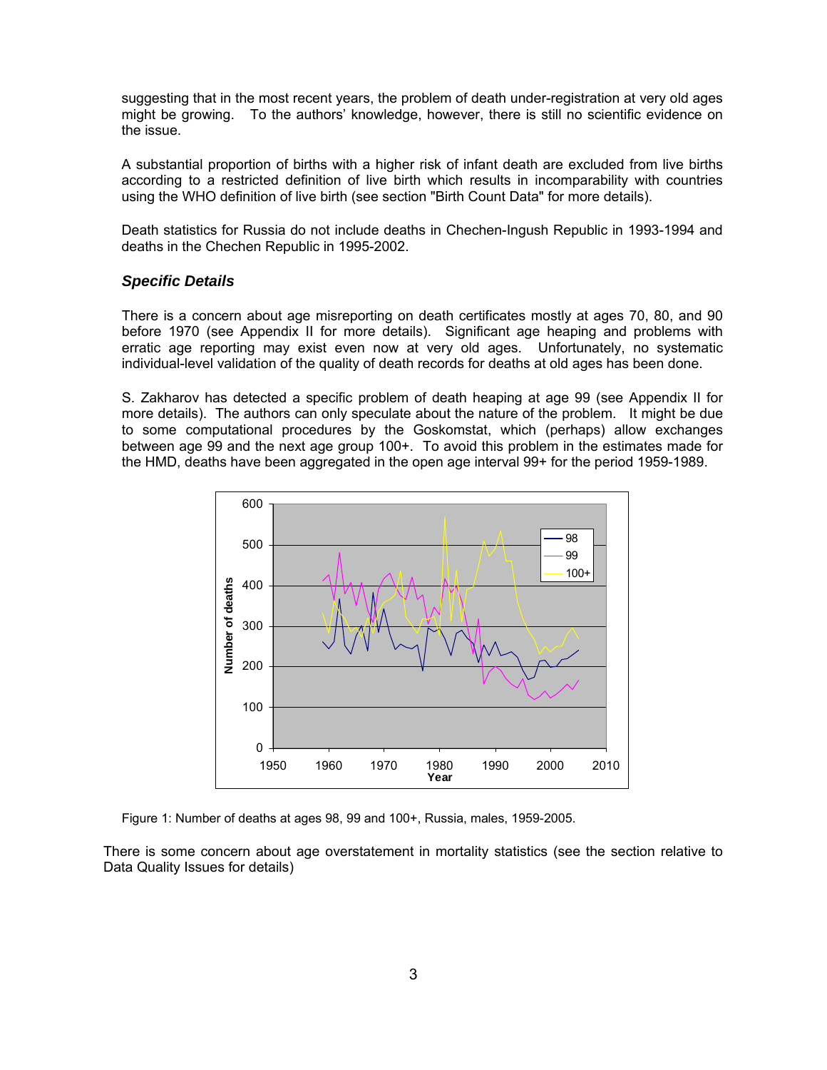suggesting that in the most recent years, the problem of death under-registration at very old ages might be growing. To the authors' knowledge, however, there is still no scientific evidence on the issue.

A substantial proportion of births with a higher risk of infant death are excluded from live births according to a restricted definition of live birth which results in incomparability with countries using the WHO definition of live birth (see section "Birth Count Data" for more details).

Death statistics for Russia do not include deaths in Chechen-Ingush Republic in 1993-1994 and deaths in the Chechen Republic in 1995-2002.

### *Specific Details*

There is a concern about age misreporting on death certificates mostly at ages 70, 80, and 90 before 1970 (see Appendix II for more details). Significant age heaping and problems with erratic age reporting may exist even now at very old ages. Unfortunately, no systematic individual-level validation of the quality of death records for deaths at old ages has been done.

S. Zakharov has detected a specific problem of death heaping at age 99 (see Appendix II for more details). The authors can only speculate about the nature of the problem. It might be due to some computational procedures by the Goskomstat, which (perhaps) allow exchanges between age 99 and the next age group 100+. To avoid this problem in the estimates made for the HMD, deaths have been aggregated in the open age interval 99+ for the period 1959-1989.

Figure 1: Number of deaths at ages 98, 99 and 100+, Russia, males, 1959-2005.

There is some concern about age overstatement in mortality statistics (see the section relative to Data Quality Issues for details)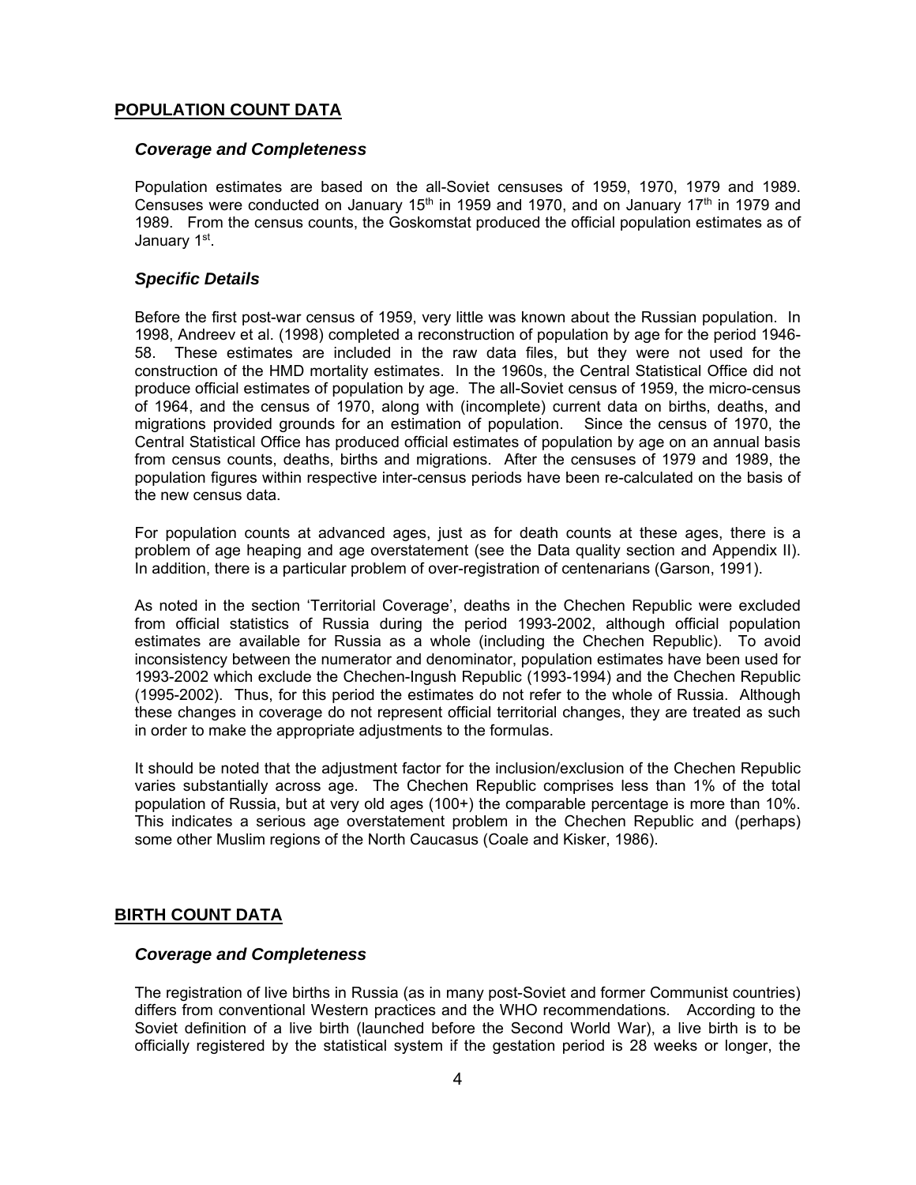## POPULATION COUNT DATA

### *Coverage and Completeness*

Population estimates are based on the all-Soviet censuses of 1959, 1970, 1979 and 1989. Censuses were conducted on January 15th in 1959 and 1970, and on January 17th in 1979 and 1989. From the census counts, the Goskomstat produced the official population estimates as of January 1st.

### *Specific Details*

Before the first post-war census of 1959, very little was known about the Russian population. In 1998, Andreev et al. (1998) completed a reconstruction of population by age for the period 1946-58. These estimates are included in the raw data files, but they were not used for the construction of the HMD mortality estimates. In the 1960s, the Central Statistical Office did not produce official estimates of population by age. The all-Soviet census of 1959, the micro-census of 1964, and the census of 1970, along with (incomplete) current data on births, deaths, and migrations provided grounds for an estimation of population. Since the census of 1970, the Central Statistical Office has produced official estimates of population by age on an annual basis from census counts, deaths, births and migrations. After the censuses of 1979 and 1989, the population figures within respective inter-census periods have been re-calculated on the basis of the new census data.

For population counts at advanced ages, just as for death counts at these ages, there is a problem of age heaping and age overstatement (see the Data quality section and Appendix II). In addition, there is a particular problem of over-registration of centenarians (Garson, 1991).

As noted in the section 'Territorial Coverage', deaths in the Chechen Republic were excluded from official statistics of Russia during the period 1993-2002, although official population estimates are available for Russia as a whole (including the Chechen Republic). To avoid inconsistency between the numerator and denominator, population estimates have been used for 1993-2002 which exclude the Chechen-Ingush Republic (1993-1994) and the Chechen Republic (1995-2002). Thus, for this period the estimates do not refer to the whole of Russia. Although these changes in coverage do not represent official territorial changes, they are treated as such in order to make the appropriate adjustments to the formulas.

It should be noted that the adjustment factor for the inclusion/exclusion of the Chechen Republic varies substantially across age. The Chechen Republic comprises less than 1% of the total population of Russia, but at very old ages (100+) the comparable percentage is more than 10%. This indicates a serious age overstatement problem in the Chechen Republic and (perhaps) some other Muslim regions of the North Caucasus (Coale and Kisker, 1986).

## BIRTH COUNT DATA

### *Coverage and Completeness*

The registration of live births in Russia (as in many post-Soviet and former Communist countries) differs from conventional Western practices and the WHO recommendations. According to the Soviet definition of a live birth (launched before the Second World War), a live birth is to be officially registered by the statistical system if the gestation period is 28 weeks or longer, the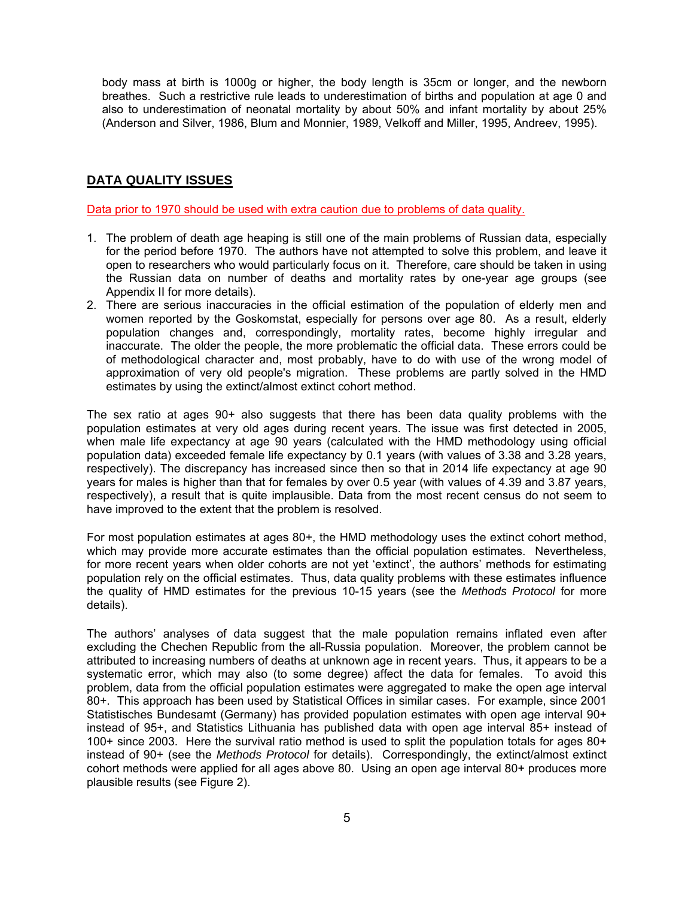body mass at birth is 1000g or higher, the body length is 35cm or longer, and the newborn breathes. Such a restrictive rule leads to underestimation of births and population at age 0 and also to underestimation of neonatal mortality by about 50% and infant mortality by about 25% (Anderson and Silver, 1986, Blum and Monnier, 1989, Velkoff and Miller, 1995, Andreev, 1995).

## DATA QUALITY ISSUES

Data prior to 1970 should be used with extra caution due to problems of data quality.

1. The problem of death age heaping is still one of the main problems of Russian data, especially for the period before 1970. The authors have not attempted to solve this problem, and leave it open to researchers who would particularly focus on it. Therefore, care should be taken in using the Russian data on number of deaths and mortality rates by one-year age groups (see Appendix II for more details).
2. There are serious inaccuracies in the official estimation of the population of elderly men and women reported by the Goskomstat, especially for persons over age 80. As a result, elderly population changes and, correspondingly, mortality rates, become highly irregular and inaccurate. The older the people, the more problematic the official data. These errors could be of methodological character and, most probably, have to do with use of the wrong model of approximation of very old people's migration. These problems are partly solved in the HMD estimates by using the extinct/almost extinct cohort method.

The sex ratio at ages 90+ also suggests that there has been data quality problems with the population estimates at very old ages during recent years. The issue was first detected in 2005, when male life expectancy at age 90 years (calculated with the HMD methodology using official population data) exceeded female life expectancy by 0.1 years (with values of 3.38 and 3.28 years, respectively). The discrepancy has increased since then so that in 2014 life expectancy at age 90 years for males is higher than that for females by over 0.5 year (with values of 4.39 and 3.87 years, respectively), a result that is quite implausible. Data from the most recent census do not seem to have improved to the extent that the problem is resolved.

For most population estimates at ages 80+, the HMD methodology uses the extinct cohort method, which may provide more accurate estimates than the official population estimates. Nevertheless, for more recent years when older cohorts are not yet 'extinct', the authors' methods for estimating population rely on the official estimates. Thus, data quality problems with these estimates influence the quality of HMD estimates for the previous 10-15 years (see the *Methods Protocol* for more details).

The authors' analyses of data suggest that the male population remains inflated even after excluding the Chechen Republic from the all-Russia population. Moreover, the problem cannot be attributed to increasing numbers of deaths at unknown age in recent years. Thus, it appears to be a systematic error, which may also (to some degree) affect the data for females. To avoid this problem, data from the official population estimates were aggregated to make the open age interval 80+. This approach has been used by Statistical Offices in similar cases. For example, since 2001 Statistisches Bundesamt (Germany) has provided population estimates with open age interval 90+ instead of 95+, and Statistics Lithuania has published data with open age interval 85+ instead of 100+ since 2003. Here the survival ratio method is used to split the population totals for ages 80+ instead of 90+ (see the *Methods Protocol* for details). Correspondingly, the extinct/almost extinct cohort methods were applied for all ages above 80. Using an open age interval 80+ produces more plausible results (see Figure 2).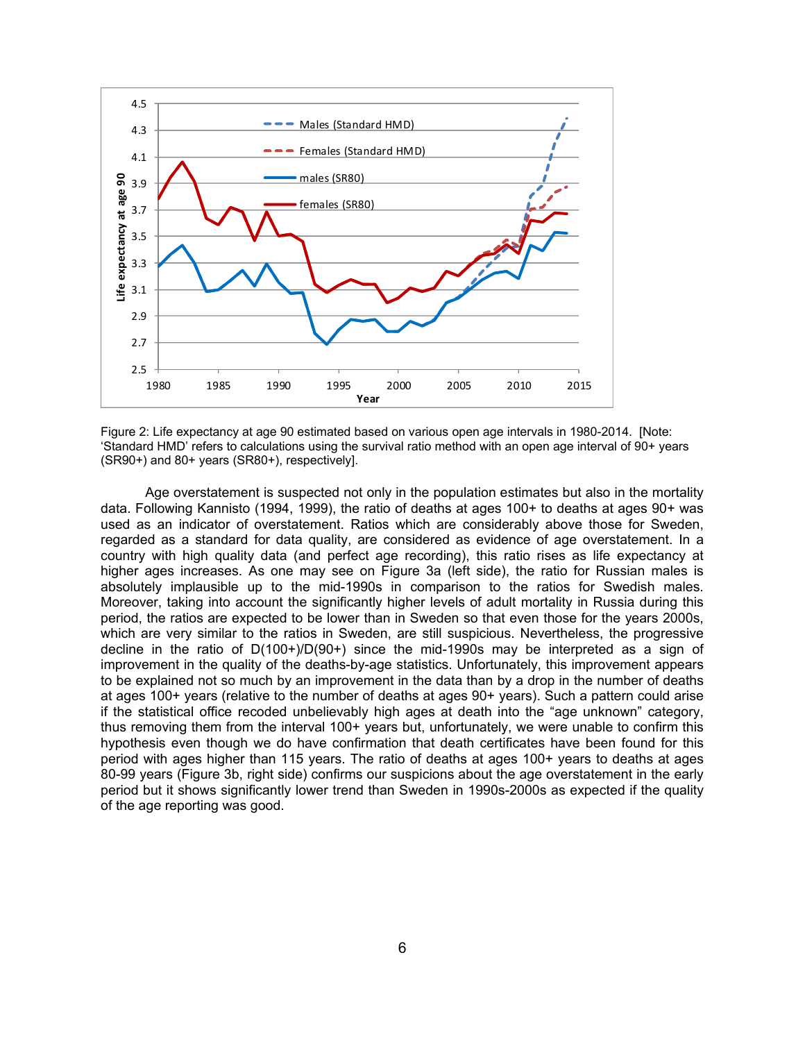Figure 2: Life expectancy at age 90 estimated based on various open age intervals in 1980-2014. [Note: 'Standard HMD' refers to calculations using the survival ratio method with an open age interval of 90+ years (SR90+) and 80+ years (SR80+), respectively].

Age overstatement is suspected not only in the population estimates but also in the mortality data. Following Kannisto (1994, 1999), the ratio of deaths at ages 100+ to deaths at ages 90+ was used as an indicator of overstatement. Ratios which are considerably above those for Sweden, regarded as a standard for data quality, are considered as evidence of age overstatement. In a country with high quality data (and perfect age recording), this ratio rises as life expectancy at higher ages increases. As one may see on Figure 3a (left side), the ratio for Russian males is absolutely implausible up to the mid-1990s in comparison to the ratios for Swedish males. Moreover, taking into account the significantly higher levels of adult mortality in Russia during this period, the ratios are expected to be lower than in Sweden so that even those for the years 2000s, which are very similar to the ratios in Sweden, are still suspicious. Nevertheless, the progressive decline in the ratio of D(100+)/D(90+) since the mid-1990s may be interpreted as a sign of improvement in the quality of the deaths-by-age statistics. Unfortunately, this improvement appears to be explained not so much by an improvement in the data than by a drop in the number of deaths at ages 100+ years (relative to the number of deaths at ages 90+ years). Such a pattern could arise if the statistical office recoded unbelievably high ages at death into the "age unknown" category, thus removing them from the interval 100+ years but, unfortunately, we were unable to confirm this hypothesis even though we do have confirmation that death certificates have been found for this period with ages higher than 115 years. The ratio of deaths at ages 100+ years to deaths at ages 80-99 years (Figure 3b, right side) confirms our suspicions about the age overstatement in the early period but it shows significantly lower trend than Sweden in 1990s-2000s as expected if the quality of the age reporting was good.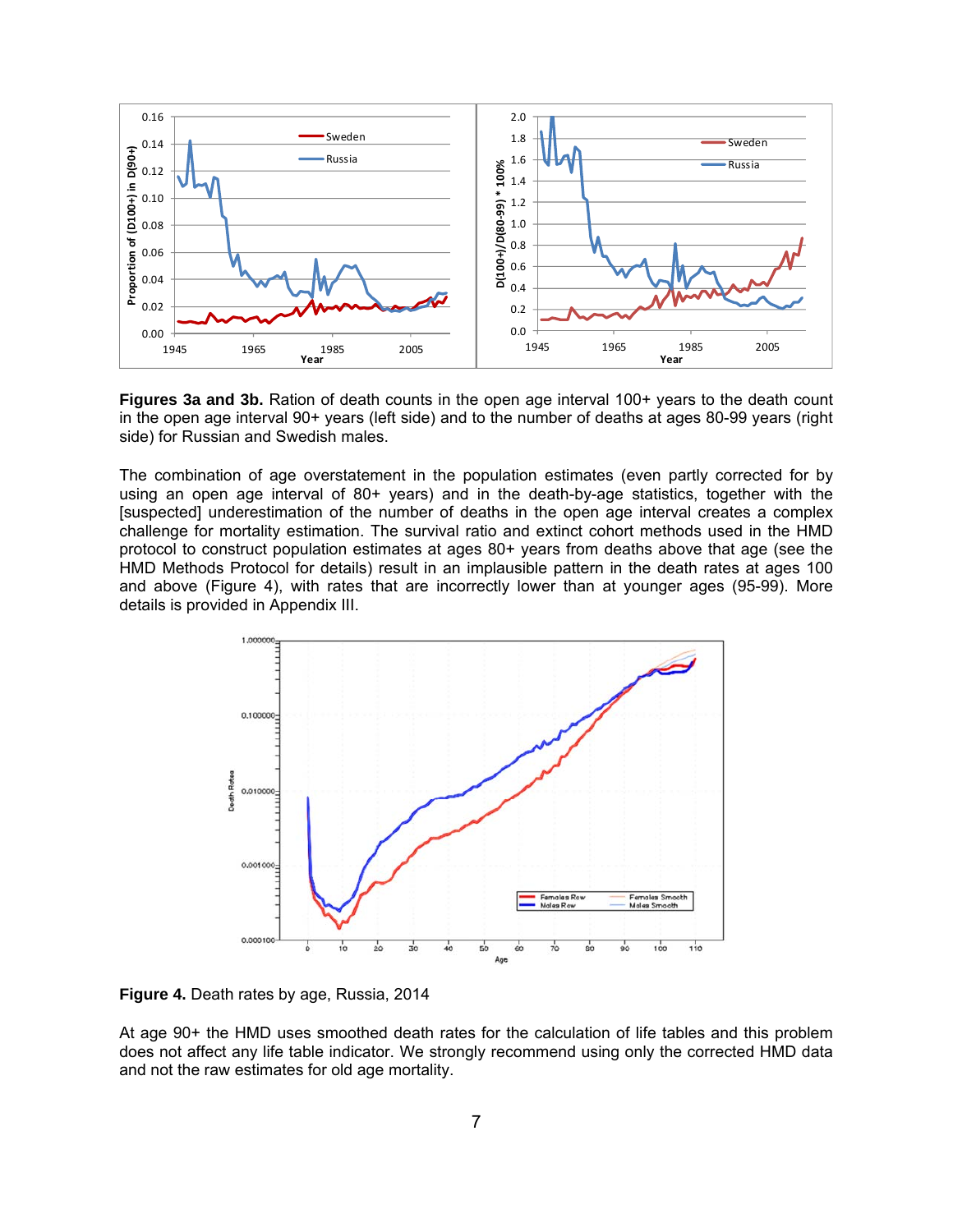**Figures 3a and 3b.** Ration of death counts in the open age interval 100+ years to the death count in the open age interval 90+ years (left side) and to the number of deaths at ages 80-99 years (right side) for Russian and Swedish males.

The combination of age overstatement in the population estimates (even partly corrected for by using an open age interval of 80+ years) and in the death-by-age statistics, together with the [suspected] underestimation of the number of deaths in the open age interval creates a complex challenge for mortality estimation. The survival ratio and extinct cohort methods used in the HMD protocol to construct population estimates at ages 80+ years from deaths above that age (see the HMD Methods Protocol for details) result in an implausible pattern in the death rates at ages 100 and above (Figure 4), with rates that are incorrectly lower than at younger ages (95-99). More details is provided in Appendix III.

**Figure 4.** Death rates by age, Russia, 2014

At age 90+ the HMD uses smoothed death rates for the calculation of life tables and this problem does not affect any life table indicator. We strongly recommend using only the corrected HMD data and not the raw estimates for old age mortality.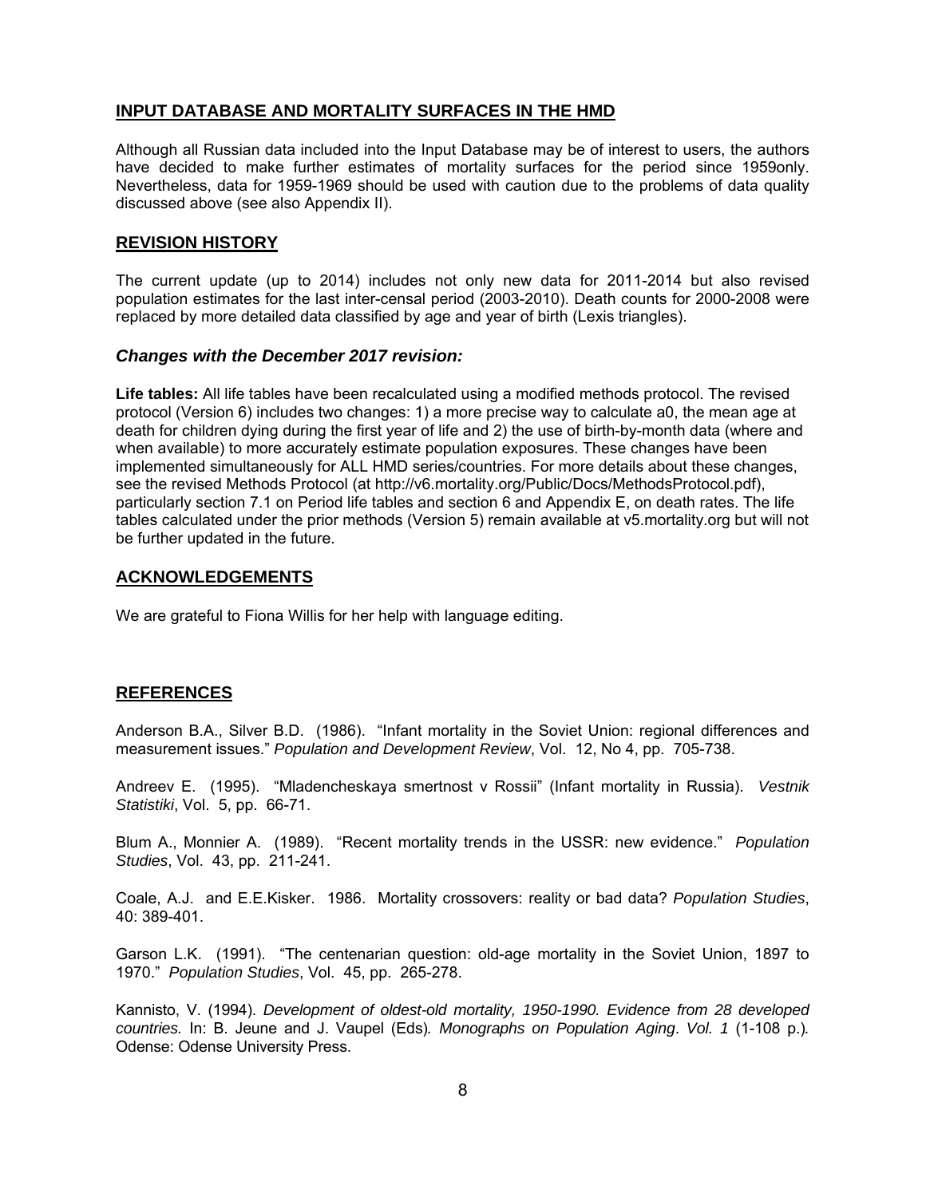## INPUT DATABASE AND MORTALITY SURFACES IN THE HMD

Although all Russian data included into the Input Database may be of interest to users, the authors have decided to make further estimates of mortality surfaces for the period since 1959only. Nevertheless, data for 1959-1969 should be used with caution due to the problems of data quality discussed above (see also Appendix II).

## REVISION HISTORY

The current update (up to 2014) includes not only new data for 2011-2014 but also revised population estimates for the last inter-censal period (2003-2010). Death counts for 2000-2008 were replaced by more detailed data classified by age and year of birth (Lexis triangles).

### *Changes with the December 2017 revision:*

**Life tables:** All life tables have been recalculated using a modified methods protocol. The revised protocol (Version 6) includes two changes: 1) a more precise way to calculate a0, the mean age at death for children dying during the first year of life and 2) the use of birth-by-month data (where and when available) to more accurately estimate population exposures. These changes have been implemented simultaneously for ALL HMD series/countries. For more details about these changes, see the revised Methods Protocol (at http://v6.mortality.org/Public/Docs/MethodsProtocol.pdf), particularly section 7.1 on Period life tables and section 6 and Appendix E, on death rates. The life tables calculated under the prior methods (Version 5) remain available at v5.mortality.org but will not be further updated in the future.

## ACKNOWLEDGEMENTS

We are grateful to Fiona Willis for her help with language editing.

## REFERENCES

Anderson B.A., Silver B.D. (1986). "Infant mortality in the Soviet Union: regional differences and measurement issues." *Population and Development Review*, Vol. 12, No 4, pp. 705-738.

Andreev E. (1995). "Mladencheskaya smertnost v Rossii" (Infant mortality in Russia). *Vestnik Statistiki*, Vol. 5, pp. 66-71.

Blum A., Monnier A. (1989). "Recent mortality trends in the USSR: new evidence." *Population Studies*, Vol. 43, pp. 211-241.

Coale, A.J. and E.E.Kisker. 1986. Mortality crossovers: reality or bad data? *Population Studies*, 40: 389-401.

Garson L.K. (1991). "The centenarian question: old-age mortality in the Soviet Union, 1897 to 1970." *Population Studies*, Vol. 45, pp. 265-278.

Kannisto, V. (1994). *Development of oldest-old mortality, 1950-1990. Evidence from 28 developed countries.* In: B. Jeune and J. Vaupel (Eds)*. Monographs on Population Aging*. *Vol. 1* (1-108 p.). Odense: Odense University Press.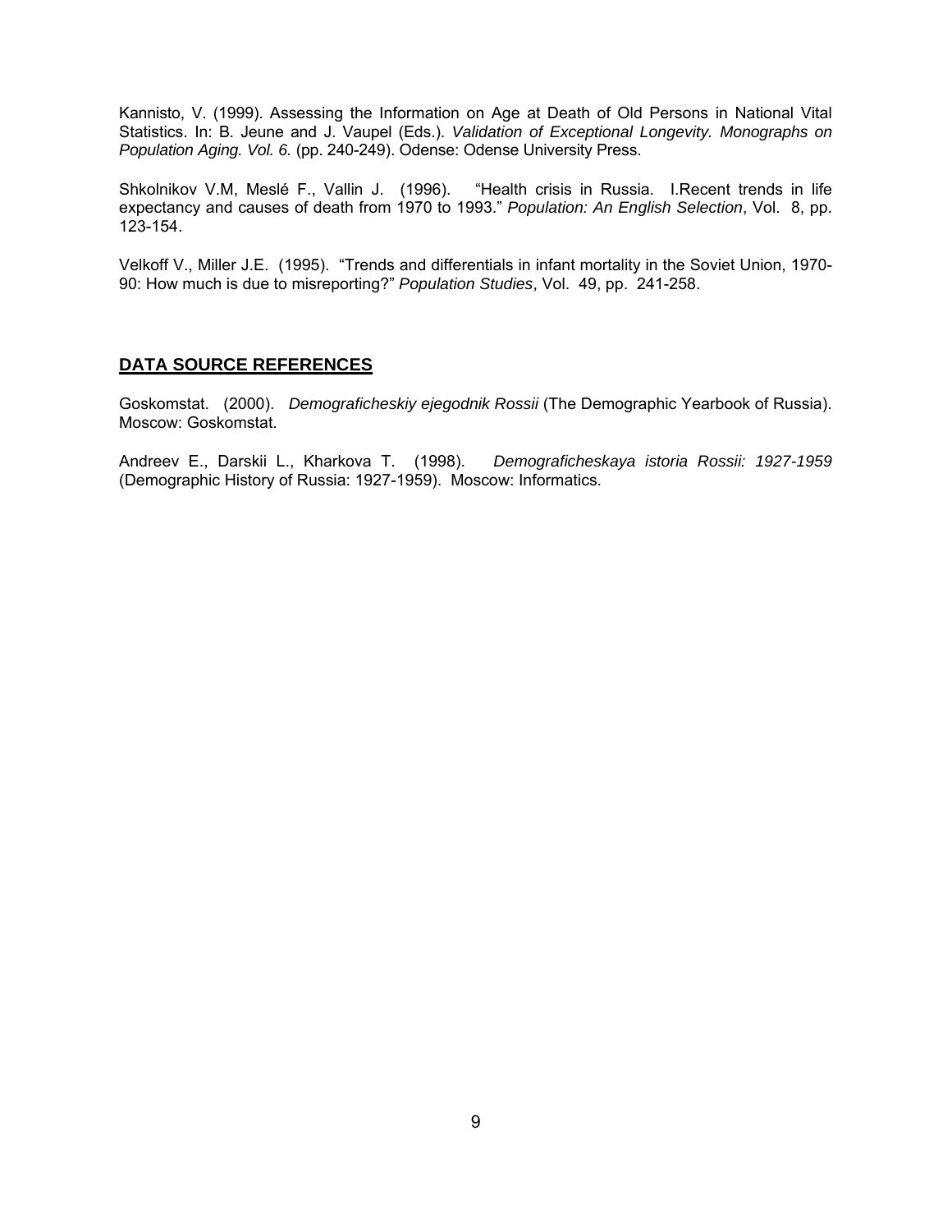Kannisto, V. (1999). Assessing the Information on Age at Death of Old Persons in National Vital Statistics. In: B. Jeune and J. Vaupel (Eds.). *Validation of Exceptional Longevity. Monographs on Population Aging. Vol. 6.* (pp. 240-249). Odense: Odense University Press.

Shkolnikov V.M, Meslé F., Vallin J. (1996). "Health crisis in Russia. I.Recent trends in life expectancy and causes of death from 1970 to 1993." *Population: An English Selection*, Vol. 8, pp. 123-154.

Velkoff V., Miller J.E. (1995). "Trends and differentials in infant mortality in the Soviet Union, 1970-90: How much is due to misreporting?" *Population Studies*, Vol. 49, pp. 241-258.

## DATA SOURCE REFERENCES

Goskomstat. (2000). *Demograficheskiy ejegodnik Rossii* (The Demographic Yearbook of Russia). Moscow: Goskomstat.

Andreev E., Darskii L., Kharkova T. (1998). *Demograficheskaya istoria Rossii: 1927-1959* (Demographic History of Russia: 1927-1959). Moscow: Informatics.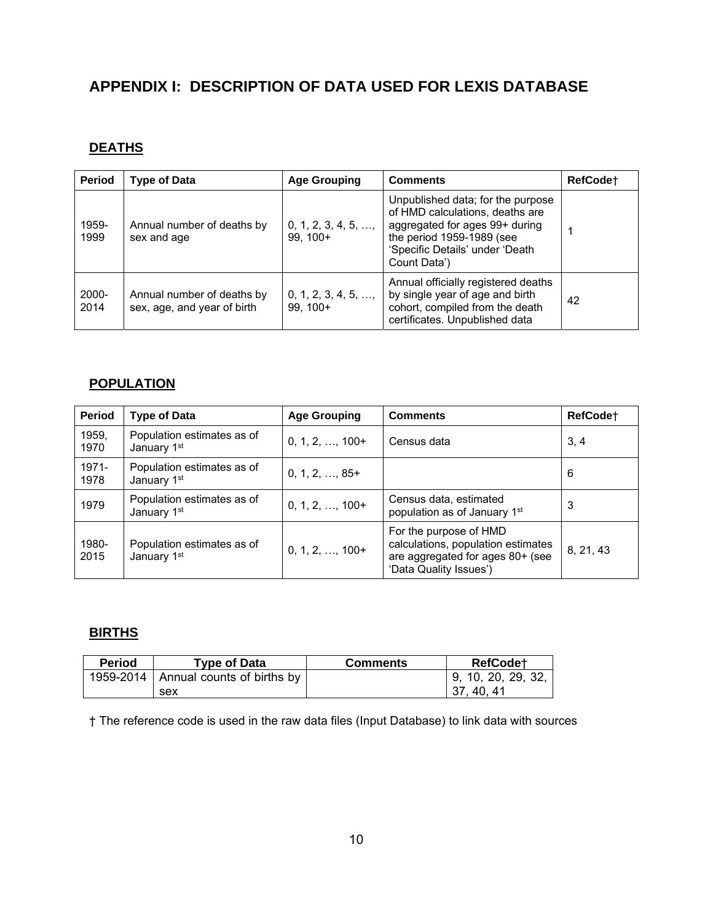# APPENDIX I: DESCRIPTION OF DATA USED FOR LEXIS DATABASE

## DEATHS

| Period | Type of Data | Age Grouping | Comments | RefCode† |
|---|---|---|---|---|
| 1959-1999 | Annual number of deaths by sex and age | 0, 1, 2, 3, 4, 5, …, 99, 100+ | Unpublished data; for the purpose of HMD calculations, deaths are aggregated for ages 99+ during the period 1959-1989 (see 'Specific Details' under 'Death Count Data') | 1 |
| 2000-2014 | Annual number of deaths by sex, age, and year of birth | 0, 1, 2, 3, 4, 5, …, 99, 100+ | Annual officially registered deaths by single year of age and birth cohort, compiled from the death certificates. Unpublished data | 42 |

## POPULATION

| Period | Type of Data | Age Grouping | Comments | RefCode† |
|---|---|---|---|---|
| 1959, 1970 | Population estimates as of January 1st | 0, 1, 2, …, 100+ | Census data | 3, 4 |
| 1971-1978 | Population estimates as of January 1st | 0, 1, 2, …, 85+ | | 6 |
| 1979 | Population estimates as of January 1st | 0, 1, 2, …, 100+ | Census data, estimated population as of January 1st | 3 |
| 1980-2015 | Population estimates as of January 1st | 0, 1, 2, …, 100+ | For the purpose of HMD calculations, population estimates are aggregated for ages 80+ (see 'Data Quality Issues') | 8, 21, 43 |

## BIRTHS

| Period | Type of Data | Comments | RefCode† |
|---|---|---|---|
| 1959-2014 | Annual counts of births by sex | | 9, 10, 20, 29, 32, 37, 40, 41 |

† The reference code is used in the raw data files (Input Database) to link data with sources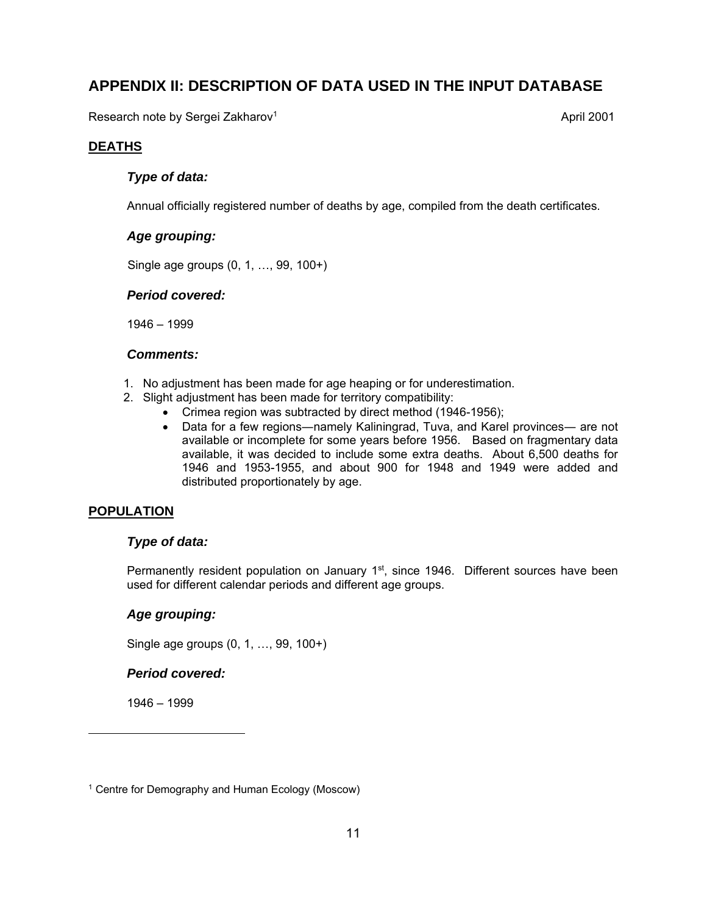# APPENDIX II: DESCRIPTION OF DATA USED IN THE INPUT DATABASE

Research note by Sergei Zakharov[1] April 2001

## DEATHS

### *Type of data:*

Annual officially registered number of deaths by age, compiled from the death certificates.

### *Age grouping:*

Single age groups (0, 1, …, 99, 100+)

### *Period covered:*

1946 – 1999

### *Comments:*

1. No adjustment has been made for age heaping or for underestimation.
2. Slight adjustment has been made for territory compatibility:
   - Crimea region was subtracted by direct method (1946-1956);
   - Data for a few regions—namely Kaliningrad, Tuva, and Karel provinces— are not available or incomplete for some years before 1956. Based on fragmentary data available, it was decided to include some extra deaths. About 6,500 deaths for 1946 and 1953-1955, and about 900 for 1948 and 1949 were added and distributed proportionately by age.

## POPULATION

### *Type of data:*

Permanently resident population on January 1st, since 1946. Different sources have been used for different calendar periods and different age groups.

### *Age grouping:*

Single age groups (0, 1, …, 99, 100+)

### *Period covered:*

1946 – 1999

---

[1] Centre for Demography and Human Ecology (Moscow)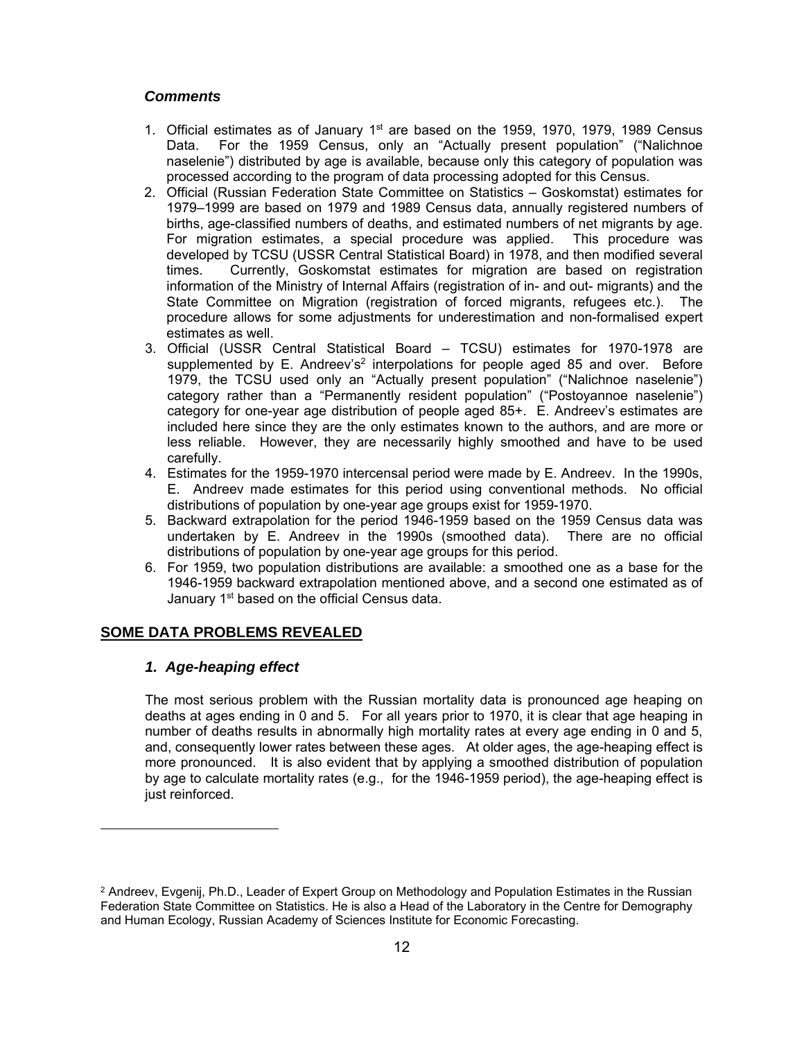### *Comments*

1. Official estimates as of January 1st are based on the 1959, 1970, 1979, 1989 Census Data. For the 1959 Census, only an "Actually present population" ("Nalichnoe naselenie") distributed by age is available, because only this category of population was processed according to the program of data processing adopted for this Census.
2. Official (Russian Federation State Committee on Statistics – Goskomstat) estimates for 1979–1999 are based on 1979 and 1989 Census data, annually registered numbers of births, age-classified numbers of deaths, and estimated numbers of net migrants by age. For migration estimates, a special procedure was applied. This procedure was developed by TCSU (USSR Central Statistical Board) in 1978, and then modified several times. Currently, Goskomstat estimates for migration are based on registration information of the Ministry of Internal Affairs (registration of in- and out- migrants) and the State Committee on Migration (registration of forced migrants, refugees etc.). The procedure allows for some adjustments for underestimation and non-formalised expert estimates as well.
3. Official (USSR Central Statistical Board – TCSU) estimates for 1970-1978 are supplemented by E. Andreev's[2] interpolations for people aged 85 and over. Before 1979, the TCSU used only an "Actually present population" ("Nalichnoe naselenie") category rather than a "Permanently resident population" ("Postoyannoe naselenie") category for one-year age distribution of people aged 85+. E. Andreev's estimates are included here since they are the only estimates known to the authors, and are more or less reliable. However, they are necessarily highly smoothed and have to be used carefully.
4. Estimates for the 1959-1970 intercensal period were made by E. Andreev. In the 1990s, E. Andreev made estimates for this period using conventional methods. No official distributions of population by one-year age groups exist for 1959-1970.
5. Backward extrapolation for the period 1946-1959 based on the 1959 Census data was undertaken by E. Andreev in the 1990s (smoothed data). There are no official distributions of population by one-year age groups for this period.
6. For 1959, two population distributions are available: a smoothed one as a base for the 1946-1959 backward extrapolation mentioned above, and a second one estimated as of January 1st based on the official Census data.

## SOME DATA PROBLEMS REVEALED

### *1. Age-heaping effect*

The most serious problem with the Russian mortality data is pronounced age heaping on deaths at ages ending in 0 and 5. For all years prior to 1970, it is clear that age heaping in number of deaths results in abnormally high mortality rates at every age ending in 0 and 5, and, consequently lower rates between these ages. At older ages, the age-heaping effect is more pronounced. It is also evident that by applying a smoothed distribution of population by age to calculate mortality rates (e.g., for the 1946-1959 period), the age-heaping effect is just reinforced.

---

[2] Andreev, Evgenij, Ph.D., Leader of Expert Group on Methodology and Population Estimates in the Russian Federation State Committee on Statistics. He is also a Head of the Laboratory in the Centre for Demography and Human Ecology, Russian Academy of Sciences Institute for Economic Forecasting.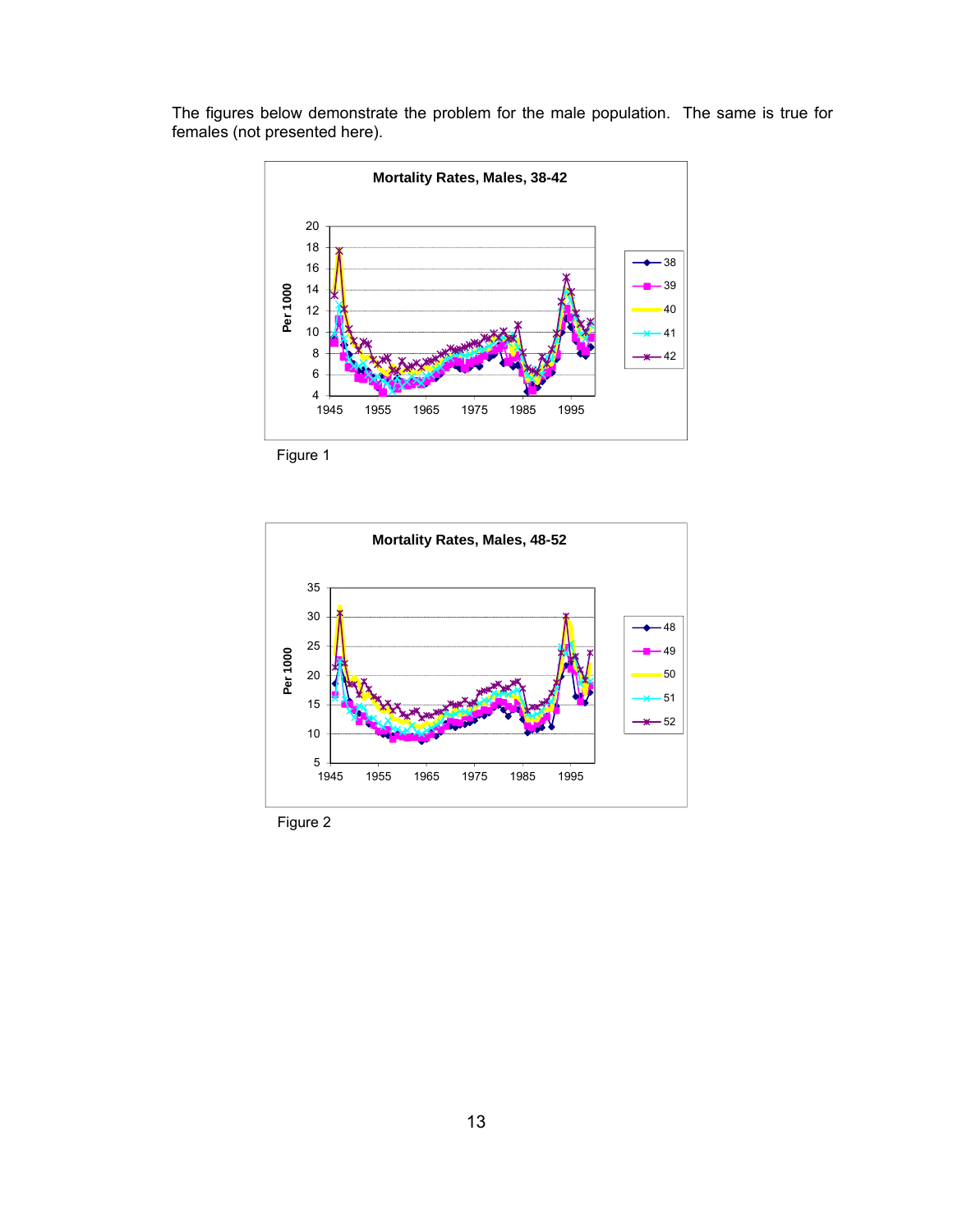The figures below demonstrate the problem for the male population. The same is true for females (not presented here).

Figure 1

Figure 2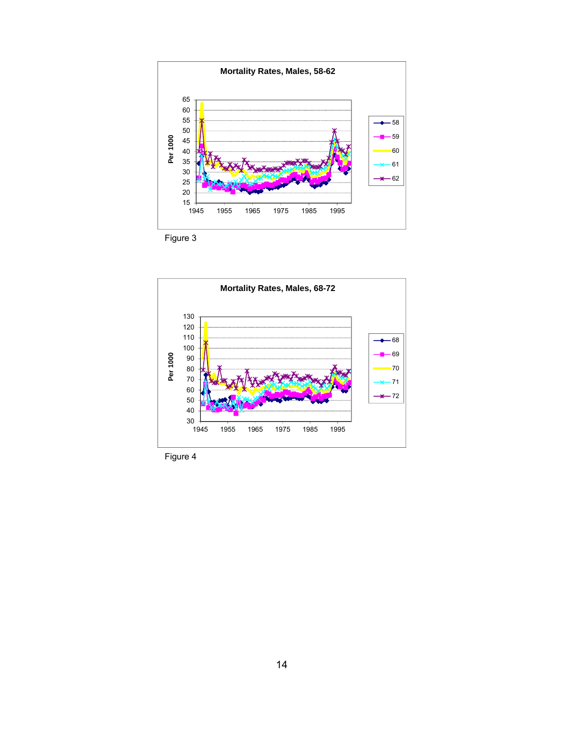Figure 3

Figure 4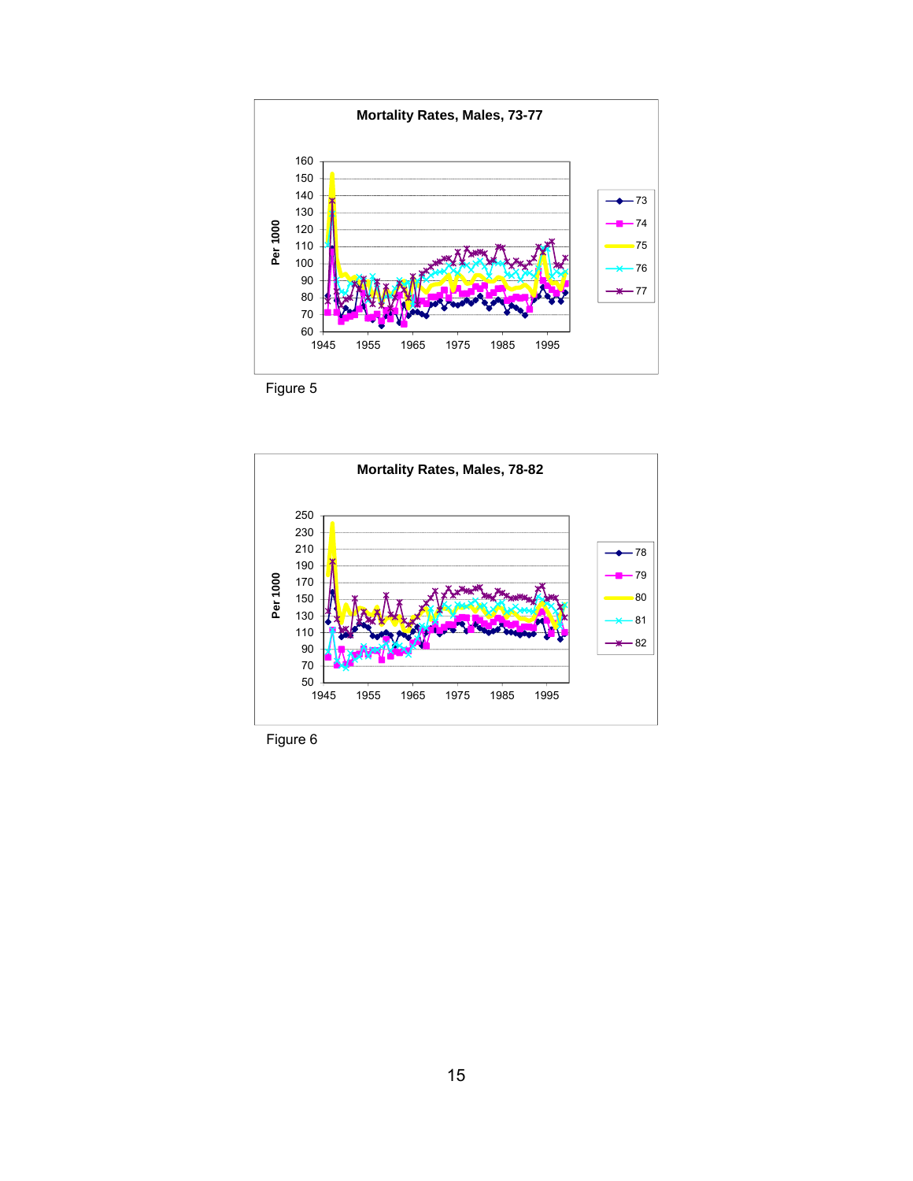Figure 5

Figure 6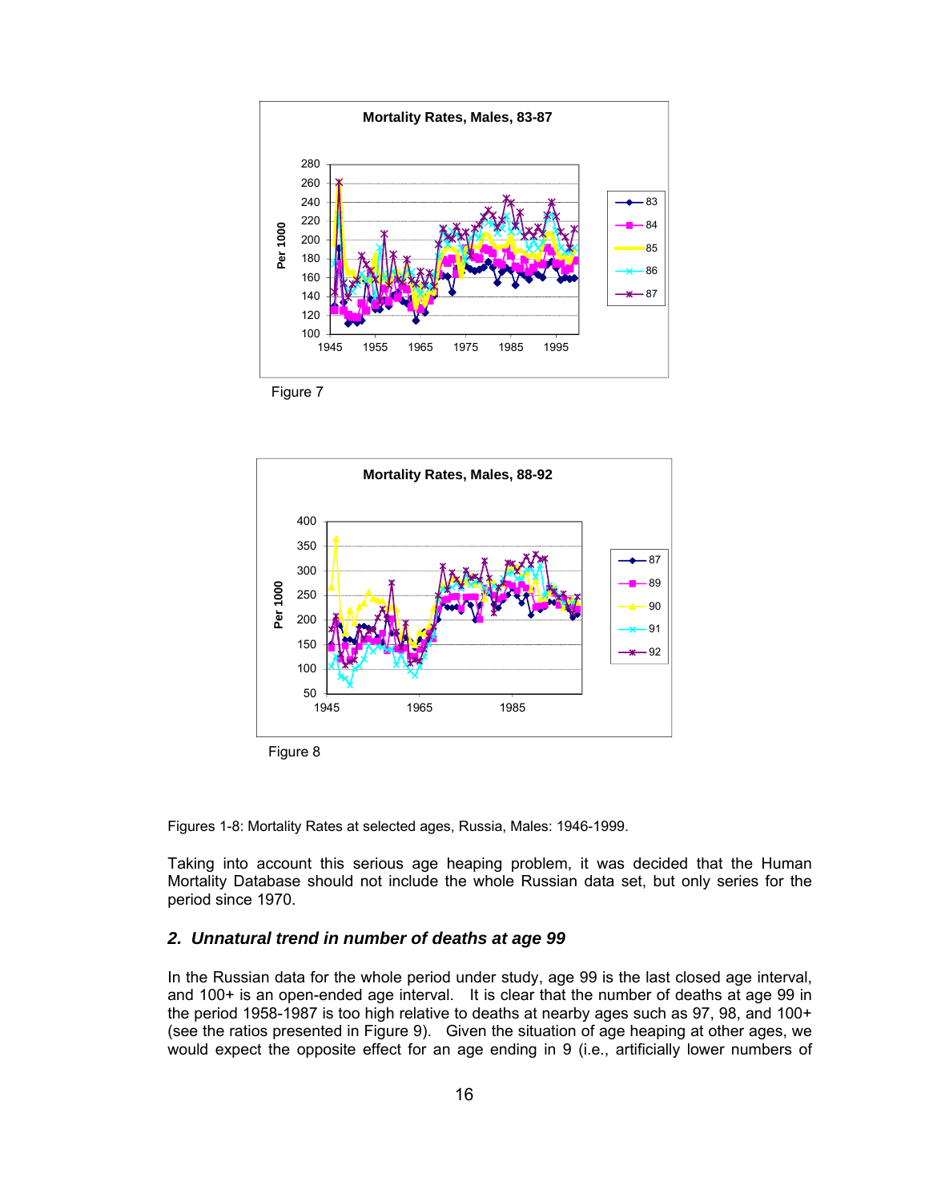Figure 7

Figure 8

Figures 1-8: Mortality Rates at selected ages, Russia, Males: 1946-1999.

Taking into account this serious age heaping problem, it was decided that the Human Mortality Database should not include the whole Russian data set, but only series for the period since 1970.

### *2. Unnatural trend in number of deaths at age 99*

In the Russian data for the whole period under study, age 99 is the last closed age interval, and 100+ is an open-ended age interval. It is clear that the number of deaths at age 99 in the period 1958-1987 is too high relative to deaths at nearby ages such as 97, 98, and 100+ (see the ratios presented in Figure 9). Given the situation of age heaping at other ages, we would expect the opposite effect for an age ending in 9 (i.e., artificially lower numbers of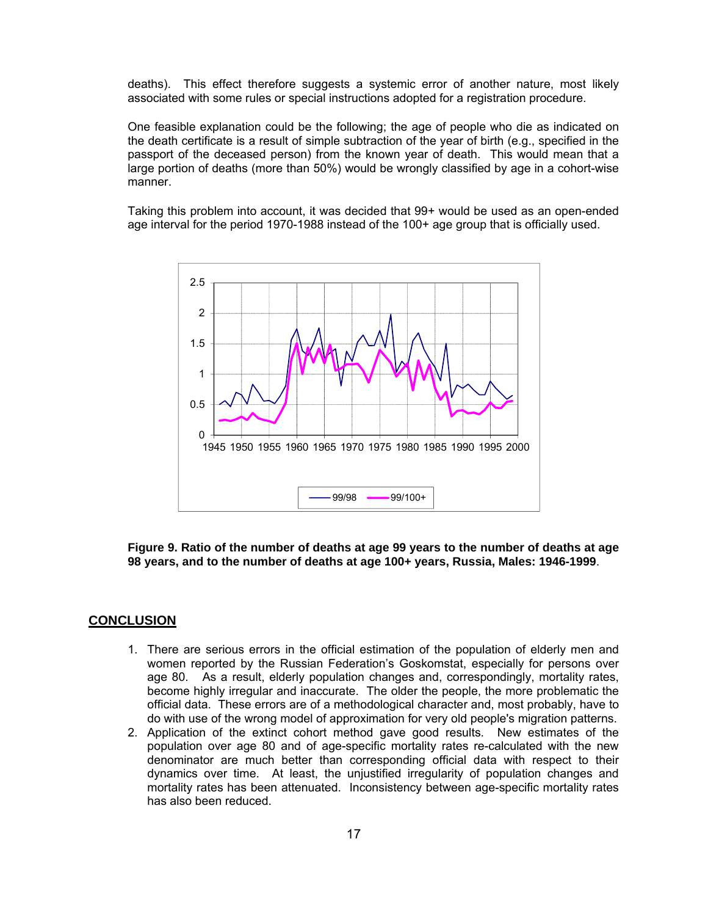deaths). This effect therefore suggests a systemic error of another nature, most likely associated with some rules or special instructions adopted for a registration procedure.

One feasible explanation could be the following; the age of people who die as indicated on the death certificate is a result of simple subtraction of the year of birth (e.g., specified in the passport of the deceased person) from the known year of death. This would mean that a large portion of deaths (more than 50%) would be wrongly classified by age in a cohort-wise manner.

Taking this problem into account, it was decided that 99+ would be used as an open-ended age interval for the period 1970-1988 instead of the 100+ age group that is officially used.

**Figure 9. Ratio of the number of deaths at age 99 years to the number of deaths at age 98 years, and to the number of deaths at age 100+ years, Russia, Males: 1946-1999**.

## CONCLUSION

1. There are serious errors in the official estimation of the population of elderly men and women reported by the Russian Federation's Goskomstat, especially for persons over age 80. As a result, elderly population changes and, correspondingly, mortality rates, become highly irregular and inaccurate. The older the people, the more problematic the official data. These errors are of a methodological character and, most probably, have to do with use of the wrong model of approximation for very old people's migration patterns.
2. Application of the extinct cohort method gave good results. New estimates of the population over age 80 and of age-specific mortality rates re-calculated with the new denominator are much better than corresponding official data with respect to their dynamics over time. At least, the unjustified irregularity of population changes and mortality rates has been attenuated. Inconsistency between age-specific mortality rates has also been reduced.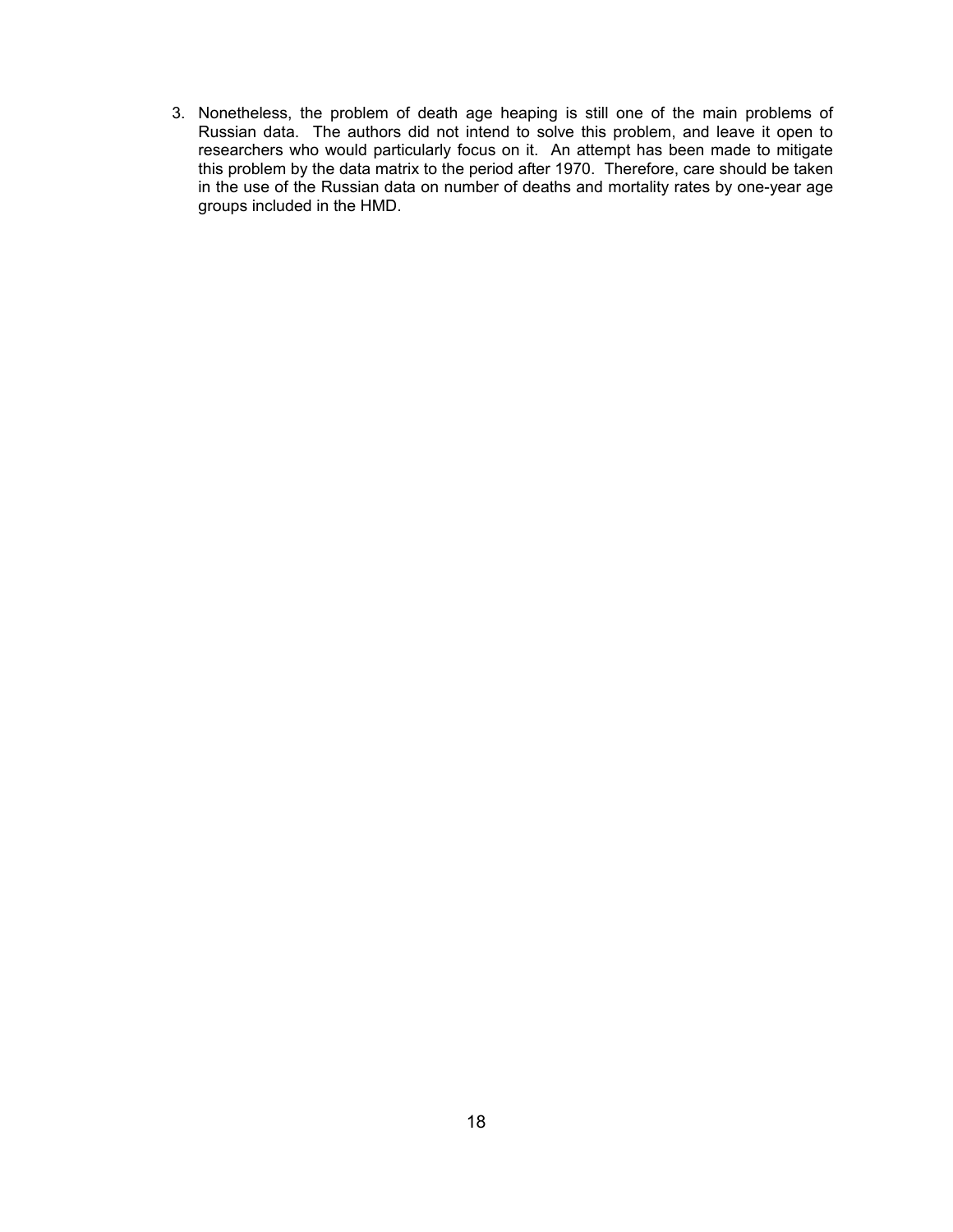3. Nonetheless, the problem of death age heaping is still one of the main problems of Russian data. The authors did not intend to solve this problem, and leave it open to researchers who would particularly focus on it. An attempt has been made to mitigate this problem by the data matrix to the period after 1970. Therefore, care should be taken in the use of the Russian data on number of deaths and mortality rates by one-year age groups included in the HMD.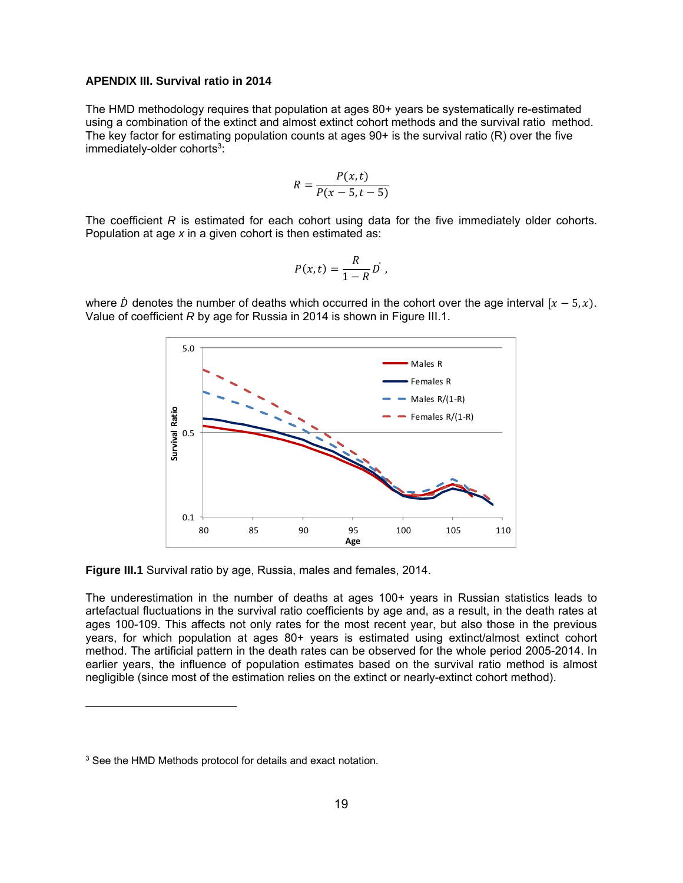**APENDIX III. Survival ratio in 2014**

The HMD methodology requires that population at ages 80+ years be systematically re-estimated using a combination of the extinct and almost extinct cohort methods and the survival ratio method. The key factor for estimating population counts at ages 90+ is the survival ratio (R) over the five immediately-older cohorts[3]:

$$R = \frac{P(x,t)}{P(x-5,t-5)}$$

The coefficient $R$ is estimated for each cohort using data for the five immediately older cohorts. Population at age $x$ in a given cohort is then estimated as:

$$P(x,t) = \frac{R}{1-R}\dot{D}\ ,$$

where $\dot{D}$ denotes the number of deaths which occurred in the cohort over the age interval $[x-5, x)$. Value of coefficient $R$ by age for Russia in 2014 is shown in Figure III.1.

5.0
0.5
0.1
Survival Ratio
80
85
90
95
100
105
110
Age
Males R
Females R
Males R/(1-R)
Females R/(1-R)

**Figure III.1** Survival ratio by age, Russia, males and females, 2014.

The underestimation in the number of deaths at ages 100+ years in Russian statistics leads to artefactual fluctuations in the survival ratio coefficients by age and, as a result, in the death rates at ages 100-109. This affects not only rates for the most recent year, but also those in the previous years, for which population at ages 80+ years is estimated using extinct/almost extinct cohort method. The artificial pattern in the death rates can be observed for the whole period 2005-2014. In earlier years, the influence of population estimates based on the survival ratio method is almost negligible (since most of the estimation relies on the extinct or nearly-extinct cohort method).

[3] See the HMD Methods protocol for details and exact notation.